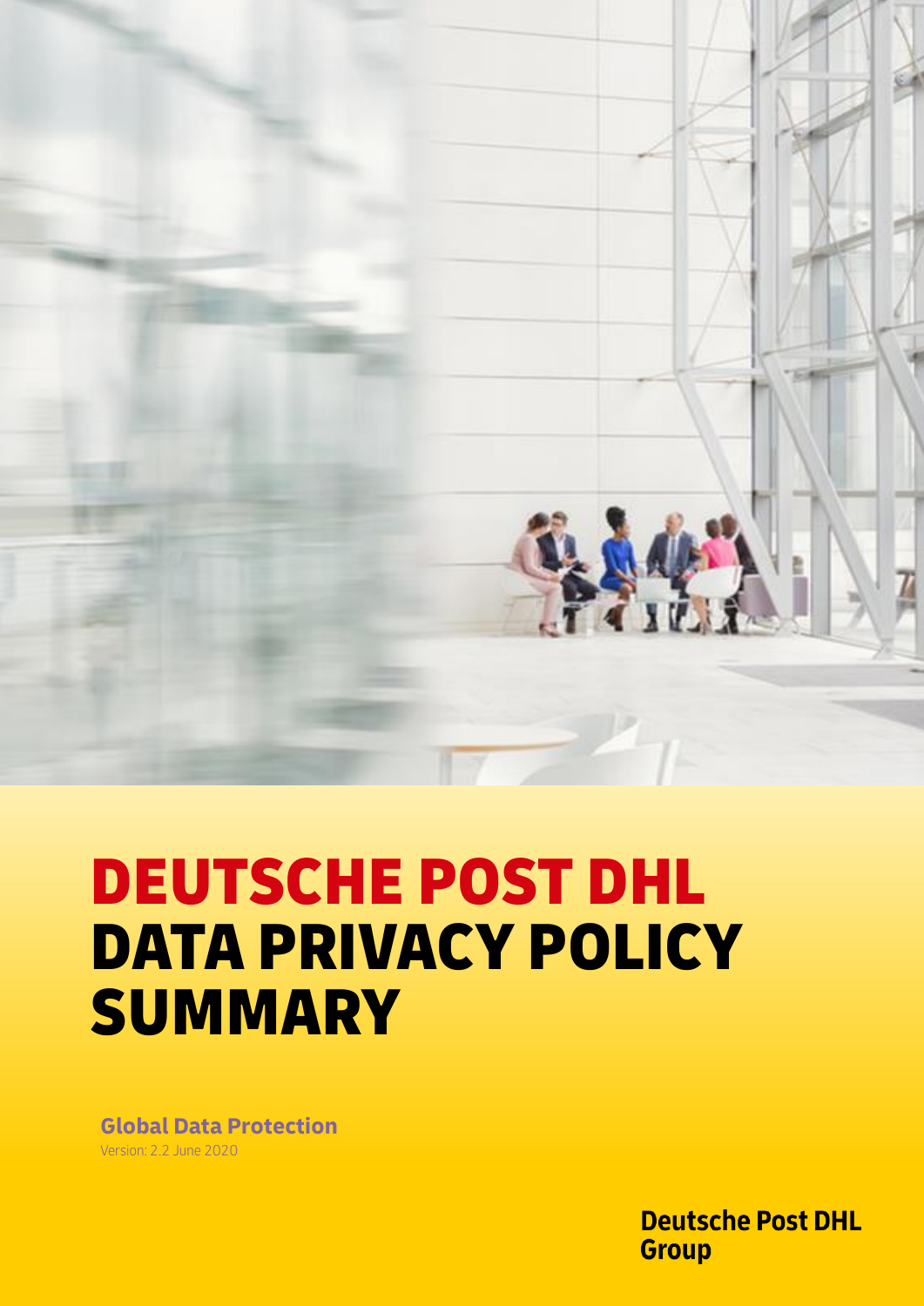# DEUTSCHE POST DHL DATA PRIVACY POLICY SUMMARY

**Global Data Protection**

Version: 2.2 June 2020

**Deutsche Post DHL Group**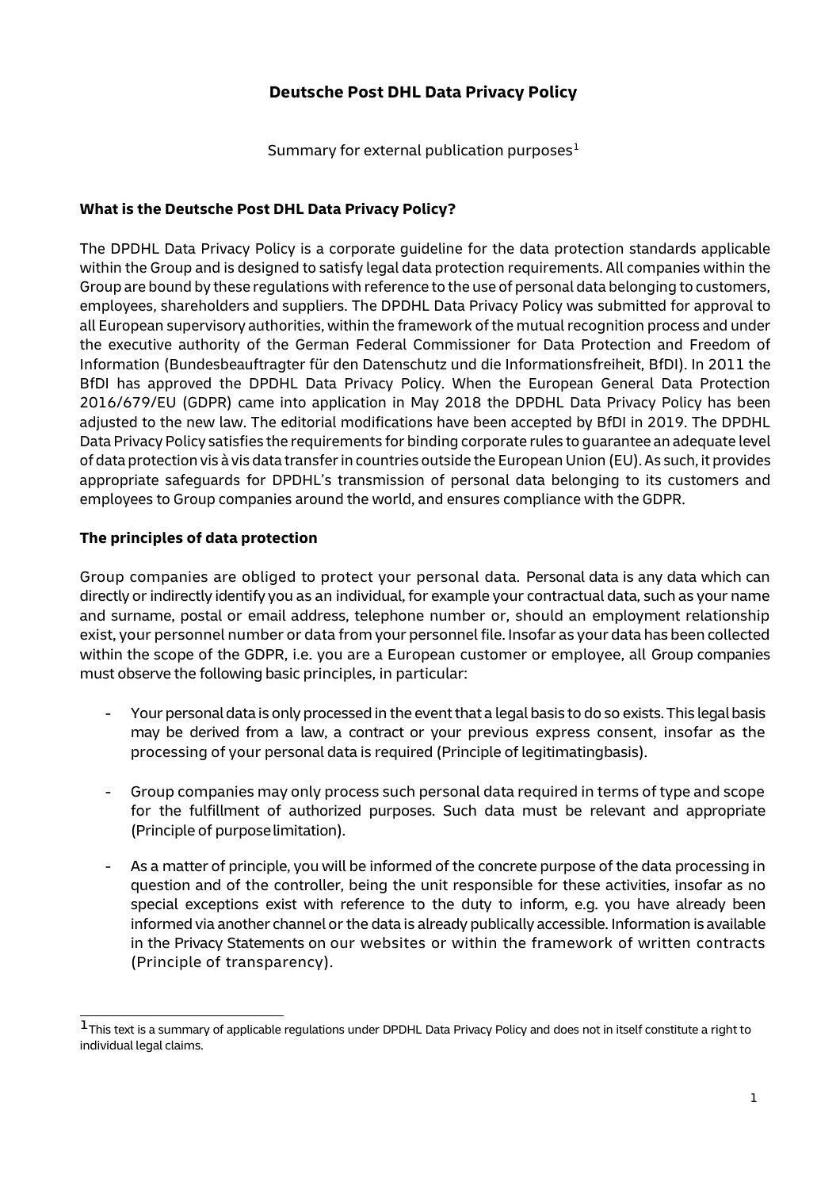# Deutsche Post DHL Data Privacy Policy

Summary for external publication purposes[1]

## What is the Deutsche Post DHL Data Privacy Policy?

The DPDHL Data Privacy Policy is a corporate guideline for the data protection standards applicable within the Group and is designed to satisfy legal data protection requirements. All companies within the Group are bound by these regulations with reference to the use of personal data belonging to customers, employees, shareholders and suppliers. The DPDHL Data Privacy Policy was submitted for approval to all European supervisory authorities, within the framework of the mutual recognition process and under the executive authority of the German Federal Commissioner for Data Protection and Freedom of Information (Bundesbeauftragter für den Datenschutz und die Informationsfreiheit, BfDI). In 2011 the BfDI has approved the DPDHL Data Privacy Policy. When the European General Data Protection 2016/679/EU (GDPR) came into application in May 2018 the DPDHL Data Privacy Policy has been adjusted to the new law. The editorial modifications have been accepted by BfDI in 2019. The DPDHL Data Privacy Policy satisfies the requirements for binding corporate rules to guarantee an adequate level of data protection vis à vis data transfer in countries outside the European Union (EU). As such, it provides appropriate safeguards for DPDHL's transmission of personal data belonging to its customers and employees to Group companies around the world, and ensures compliance with the GDPR.

## The principles of data protection

Group companies are obliged to protect your personal data. Personal data is any data which can directly or indirectly identify you as an individual, for example your contractual data, such as your name and surname, postal or email address, telephone number or, should an employment relationship exist, your personnel number or data from your personnel file. Insofar as your data has been collected within the scope of the GDPR, i.e. you are a European customer or employee, all Group companies must observe the following basic principles, in particular:

- Your personal data is only processed in the event that a legal basis to do so exists. This legal basis may be derived from a law, a contract or your previous express consent, insofar as the processing of your personal data is required (Principle of legitimatingbasis).
- Group companies may only process such personal data required in terms of type and scope for the fulfillment of authorized purposes. Such data must be relevant and appropriate (Principle of purpose limitation).
- As a matter of principle, you will be informed of the concrete purpose of the data processing in question and of the controller, being the unit responsible for these activities, insofar as no special exceptions exist with reference to the duty to inform, e.g. you have already been informed via another channel or the data is already publically accessible. Information is available in the Privacy Statements on our websites or within the framework of written contracts (Principle of transparency).

[1] This text is a summary of applicable regulations under DPDHL Data Privacy Policy and does not in itself constitute a right to individual legal claims.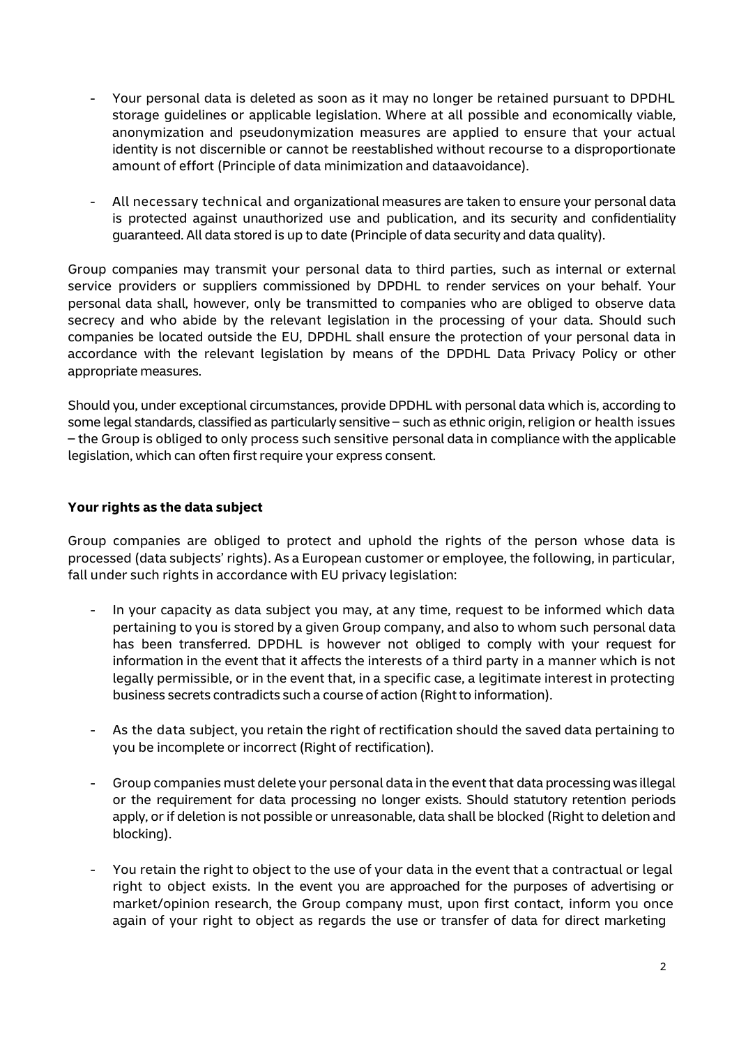- Your personal data is deleted as soon as it may no longer be retained pursuant to DPDHL storage guidelines or applicable legislation. Where at all possible and economically viable, anonymization and pseudonymization measures are applied to ensure that your actual identity is not discernible or cannot be reestablished without recourse to a disproportionate amount of effort (Principle of data minimization and dataavoidance).
- All necessary technical and organizational measures are taken to ensure your personal data is protected against unauthorized use and publication, and its security and confidentiality guaranteed. All data stored is up to date (Principle of data security and data quality).

Group companies may transmit your personal data to third parties, such as internal or external service providers or suppliers commissioned by DPDHL to render services on your behalf. Your personal data shall, however, only be transmitted to companies who are obliged to observe data secrecy and who abide by the relevant legislation in the processing of your data. Should such companies be located outside the EU, DPDHL shall ensure the protection of your personal data in accordance with the relevant legislation by means of the DPDHL Data Privacy Policy or other appropriate measures.

Should you, under exceptional circumstances, provide DPDHL with personal data which is, according to some legal standards, classified as particularly sensitive – such as ethnic origin, religion or health issues – the Group is obliged to only process such sensitive personal data in compliance with the applicable legislation, which can often first require your express consent.

**Your rights as the data subject**

Group companies are obliged to protect and uphold the rights of the person whose data is processed (data subjects' rights). As a European customer or employee, the following, in particular, fall under such rights in accordance with EU privacy legislation:

- In your capacity as data subject you may, at any time, request to be informed which data pertaining to you is stored by a given Group company, and also to whom such personal data has been transferred. DPDHL is however not obliged to comply with your request for information in the event that it affects the interests of a third party in a manner which is not legally permissible, or in the event that, in a specific case, a legitimate interest in protecting business secrets contradicts such a course of action (Right to information).
- As the data subject, you retain the right of rectification should the saved data pertaining to you be incomplete or incorrect (Right of rectification).
- Group companies must delete your personal data in the event that data processing was illegal or the requirement for data processing no longer exists. Should statutory retention periods apply, or if deletion is not possible or unreasonable, data shall be blocked (Right to deletion and blocking).
- You retain the right to object to the use of your data in the event that a contractual or legal right to object exists. In the event you are approached for the purposes of advertising or market/opinion research, the Group company must, upon first contact, inform you once again of your right to object as regards the use or transfer of data for direct marketing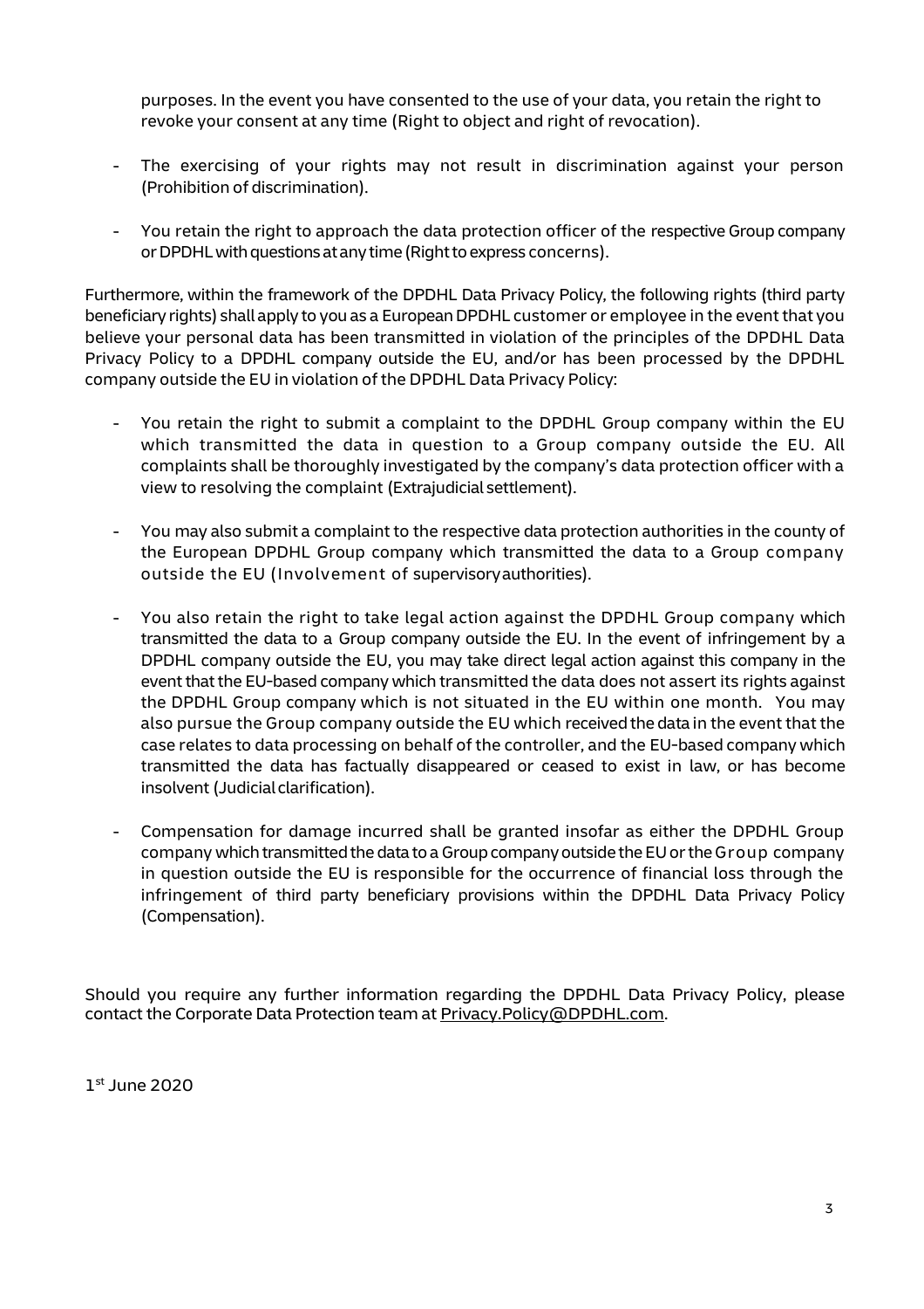purposes. In the event you have consented to the use of your data, you retain the right to revoke your consent at any time (Right to object and right of revocation).

- The exercising of your rights may not result in discrimination against your person (Prohibition of discrimination).
- You retain the right to approach the data protection officer of the respective Group company or DPDHL with questions at any time (Right to express concerns).

Furthermore, within the framework of the DPDHL Data Privacy Policy, the following rights (third party beneficiary rights) shall apply to you as a European DPDHL customer or employee in the event that you believe your personal data has been transmitted in violation of the principles of the DPDHL Data Privacy Policy to a DPDHL company outside the EU, and/or has been processed by the DPDHL company outside the EU in violation of the DPDHL Data Privacy Policy:

- You retain the right to submit a complaint to the DPDHL Group company within the EU which transmitted the data in question to a Group company outside the EU. All complaints shall be thoroughly investigated by the company's data protection officer with a view to resolving the complaint (Extrajudicial settlement).
- You may also submit a complaint to the respective data protection authorities in the county of the European DPDHL Group company which transmitted the data to a Group company outside the EU (Involvement of supervisory authorities).
- You also retain the right to take legal action against the DPDHL Group company which transmitted the data to a Group company outside the EU. In the event of infringement by a DPDHL company outside the EU, you may take direct legal action against this company in the event that the EU-based company which transmitted the data does not assert its rights against the DPDHL Group company which is not situated in the EU within one month. You may also pursue the Group company outside the EU which received the data in the event that the case relates to data processing on behalf of the controller, and the EU-based company which transmitted the data has factually disappeared or ceased to exist in law, or has become insolvent (Judicial clarification).
- Compensation for damage incurred shall be granted insofar as either the DPDHL Group company which transmitted the data to a Group company outside the EU or the Group company in question outside the EU is responsible for the occurrence of financial loss through the infringement of third party beneficiary provisions within the DPDHL Data Privacy Policy (Compensation).

Should you require any further information regarding the DPDHL Data Privacy Policy, please contact the Corporate Data Protection team at Privacy.Policy@DPDHL.com.

1st June 2020